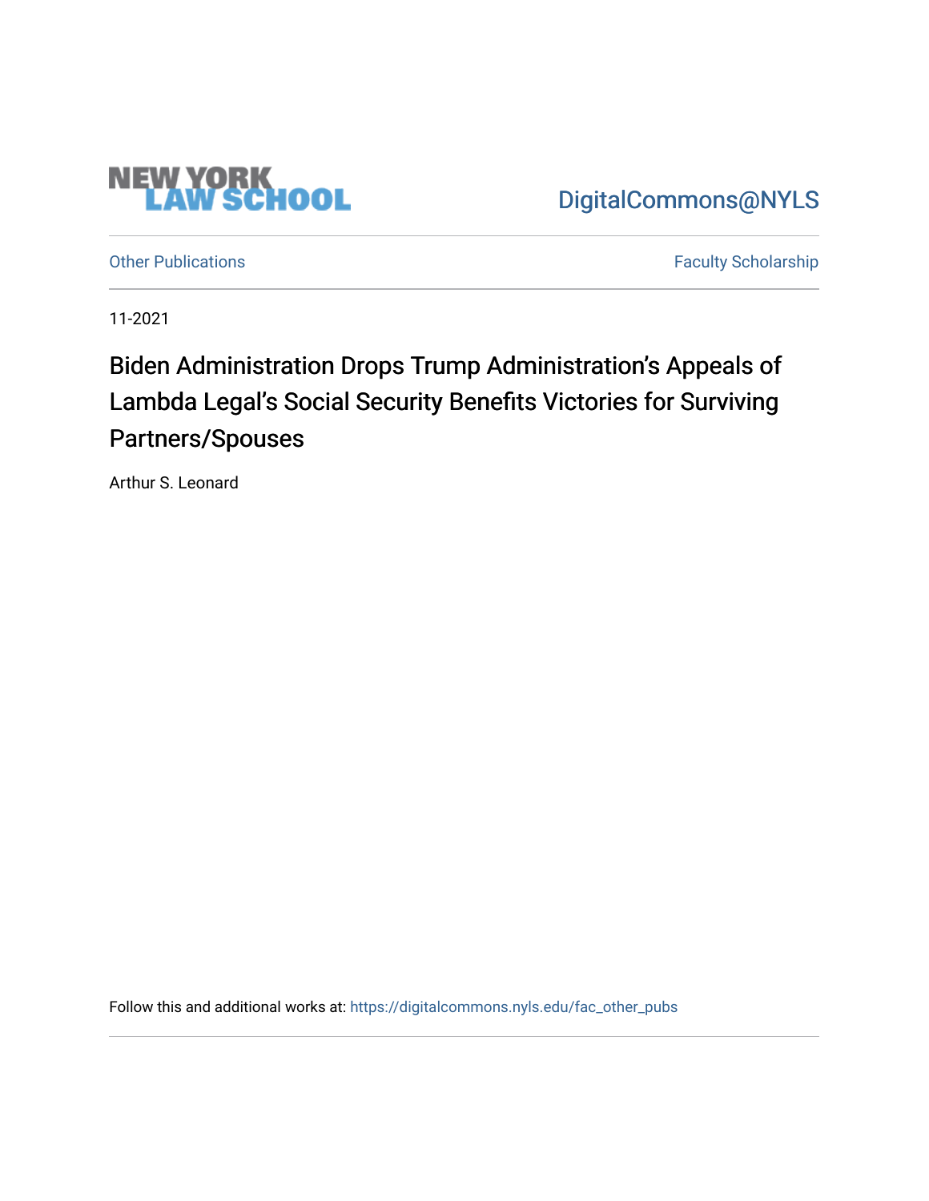NEW YORK LAW SCHOOL

DigitalCommons@NYLS

Other Publications

Faculty Scholarship

11-2021

# Biden Administration Drops Trump Administration's Appeals of Lambda Legal's Social Security Benefits Victories for Surviving Partners/Spouses

Arthur S. Leonard

Follow this and additional works at: https://digitalcommons.nyls.edu/fac_other_pubs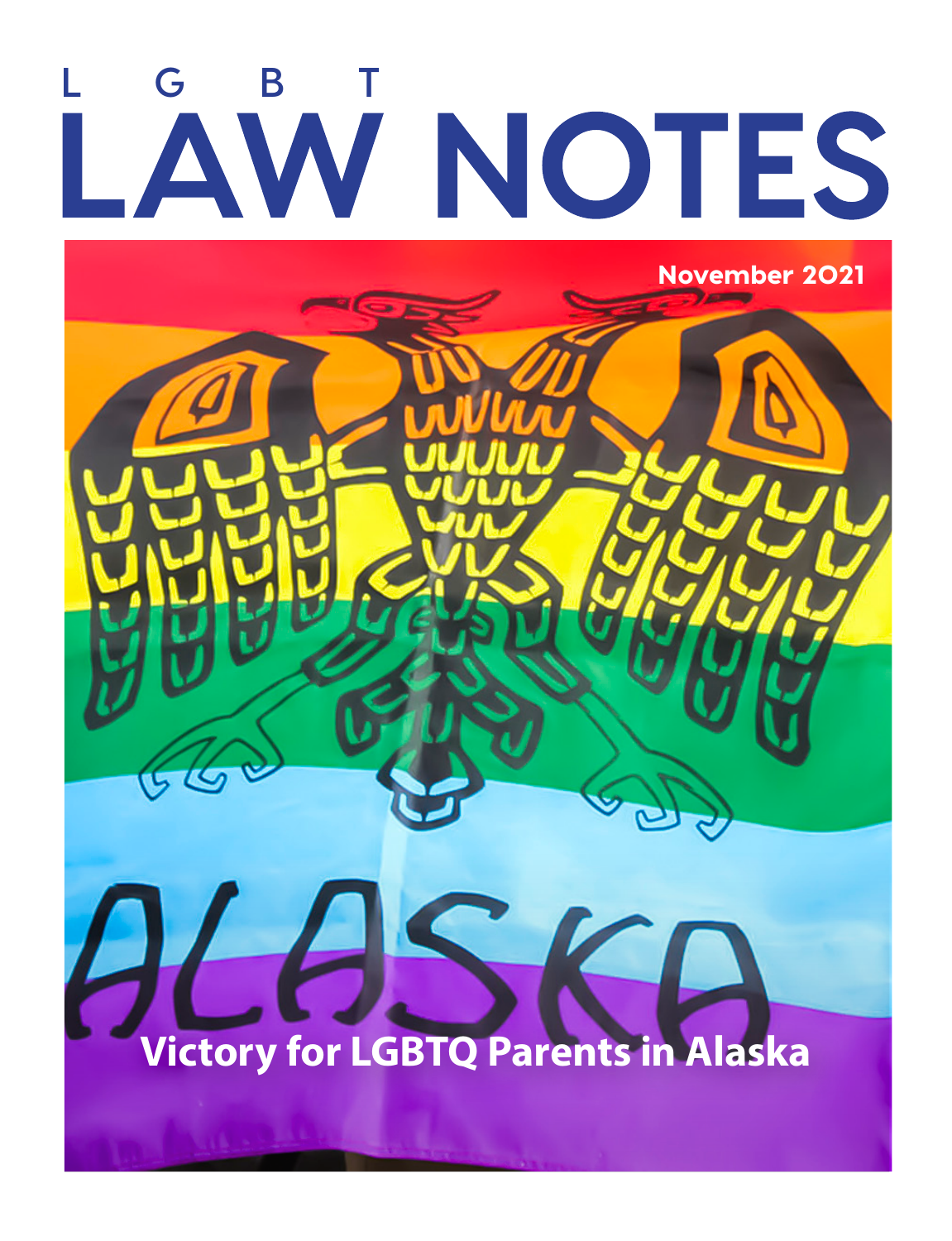# LGBT LAW NOTES

November 2021

ALASKA

Victory for LGBTQ Parents in Alaska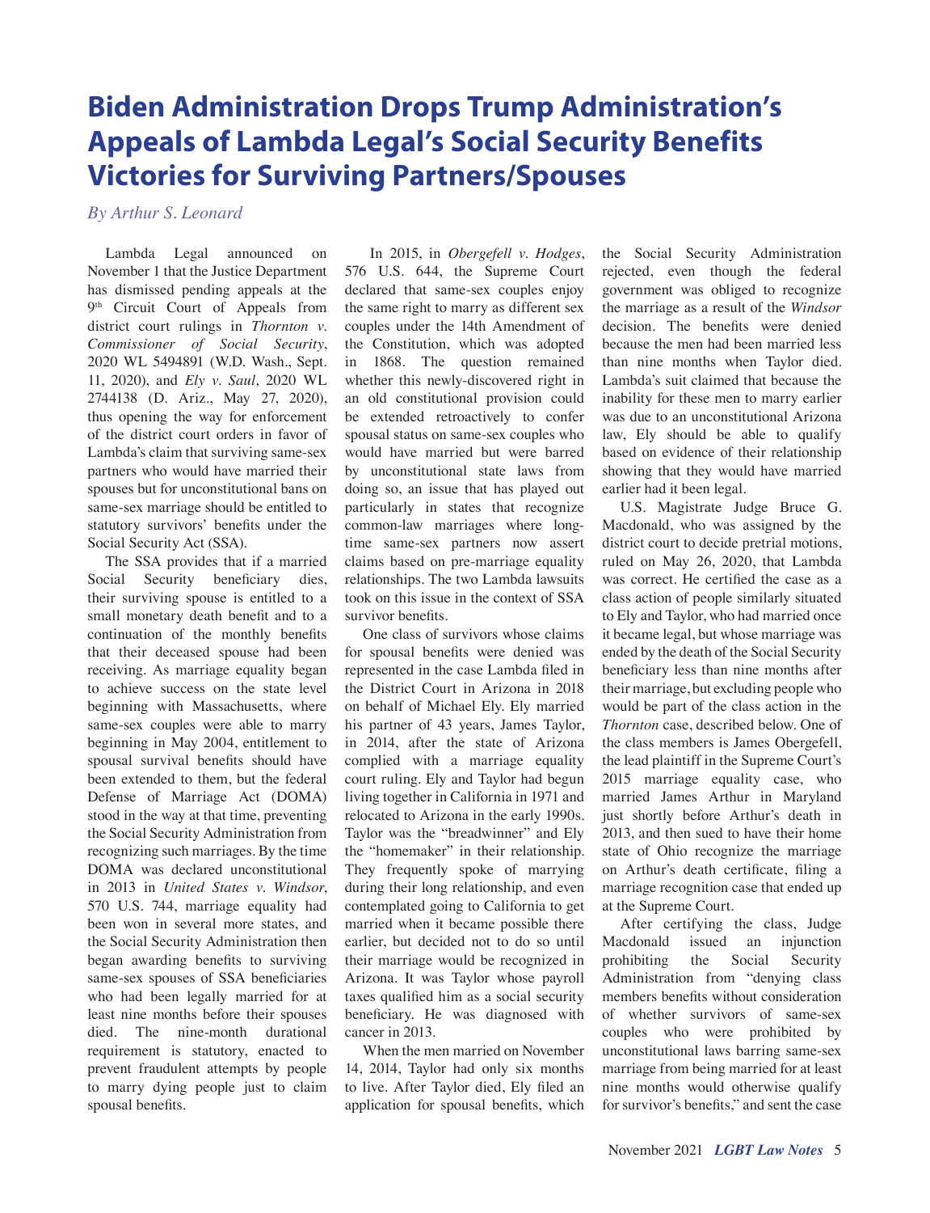# Biden Administration Drops Trump Administration's Appeals of Lambda Legal's Social Security Benefits Victories for Surviving Partners/Spouses

*By Arthur S. Leonard*

Lambda Legal announced on November 1 that the Justice Department has dismissed pending appeals at the 9th Circuit Court of Appeals from district court rulings in *Thornton v. Commissioner of Social Security*, 2020 WL 5494891 (W.D. Wash., Sept. 11, 2020), and *Ely v. Saul*, 2020 WL 2744138 (D. Ariz., May 27, 2020), thus opening the way for enforcement of the district court orders in favor of Lambda's claim that surviving same-sex partners who would have married their spouses but for unconstitutional bans on same-sex marriage should be entitled to statutory survivors' benefits under the Social Security Act (SSA).

The SSA provides that if a married Social Security beneficiary dies, their surviving spouse is entitled to a small monetary death benefit and to a continuation of the monthly benefits that their deceased spouse had been receiving. As marriage equality began to achieve success on the state level beginning with Massachusetts, where same-sex couples were able to marry beginning in May 2004, entitlement to spousal survival benefits should have been extended to them, but the federal Defense of Marriage Act (DOMA) stood in the way at that time, preventing the Social Security Administration from recognizing such marriages. By the time DOMA was declared unconstitutional in 2013 in *United States v. Windsor*, 570 U.S. 744, marriage equality had been won in several more states, and the Social Security Administration then began awarding benefits to surviving same-sex spouses of SSA beneficiaries who had been legally married for at least nine months before their spouses died. The nine-month durational requirement is statutory, enacted to prevent fraudulent attempts by people to marry dying people just to claim spousal benefits.

In 2015, in *Obergefell v. Hodges*, 576 U.S. 644, the Supreme Court declared that same-sex couples enjoy the same right to marry as different sex couples under the 14th Amendment of the Constitution, which was adopted in 1868. The question remained whether this newly-discovered right in an old constitutional provision could be extended retroactively to confer spousal status on same-sex couples who would have married but were barred by unconstitutional state laws from doing so, an issue that has played out particularly in states that recognize common-law marriages where long-time same-sex partners now assert claims based on pre-marriage equality relationships. The two Lambda lawsuits took on this issue in the context of SSA survivor benefits.

One class of survivors whose claims for spousal benefits were denied was represented in the case Lambda filed in the District Court in Arizona in 2018 on behalf of Michael Ely. Ely married his partner of 43 years, James Taylor, in 2014, after the state of Arizona complied with a marriage equality court ruling. Ely and Taylor had begun living together in California in 1971 and relocated to Arizona in the early 1990s. Taylor was the "breadwinner" and Ely the "homemaker" in their relationship. They frequently spoke of marrying during their long relationship, and even contemplated going to California to get married when it became possible there earlier, but decided not to do so until their marriage would be recognized in Arizona. It was Taylor whose payroll taxes qualified him as a social security beneficiary. He was diagnosed with cancer in 2013.

When the men married on November 14, 2014, Taylor had only six months to live. After Taylor died, Ely filed an application for spousal benefits, which the Social Security Administration rejected, even though the federal government was obliged to recognize the marriage as a result of the *Windsor* decision. The benefits were denied because the men had been married less than nine months when Taylor died. Lambda's suit claimed that because the inability for these men to marry earlier was due to an unconstitutional Arizona law, Ely should be able to qualify based on evidence of their relationship showing that they would have married earlier had it been legal.

U.S. Magistrate Judge Bruce G. Macdonald, who was assigned by the district court to decide pretrial motions, ruled on May 26, 2020, that Lambda was correct. He certified the case as a class action of people similarly situated to Ely and Taylor, who had married once it became legal, but whose marriage was ended by the death of the Social Security beneficiary less than nine months after their marriage, but excluding people who would be part of the class action in the *Thornton* case, described below. One of the class members is James Obergefell, the lead plaintiff in the Supreme Court's 2015 marriage equality case, who married James Arthur in Maryland just shortly before Arthur's death in 2013, and then sued to have their home state of Ohio recognize the marriage on Arthur's death certificate, filing a marriage recognition case that ended up at the Supreme Court.

After certifying the class, Judge Macdonald issued an injunction prohibiting the Social Security Administration from "denying class members benefits without consideration of whether survivors of same-sex couples who were prohibited by unconstitutional laws barring same-sex marriage from being married for at least nine months would otherwise qualify for survivor's benefits," and sent the case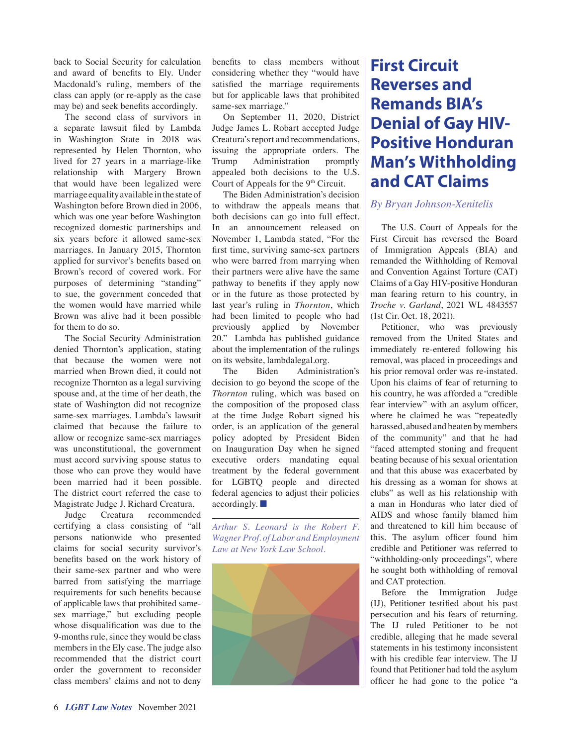back to Social Security for calculation and award of benefits to Ely. Under Macdonald's ruling, members of the class can apply (or re-apply as the case may be) and seek benefits accordingly.

The second class of survivors in a separate lawsuit filed by Lambda in Washington State in 2018 was represented by Helen Thornton, who lived for 27 years in a marriage-like relationship with Margery Brown that would have been legalized were marriage equality available in the state of Washington before Brown died in 2006, which was one year before Washington recognized domestic partnerships and six years before it allowed same-sex marriages. In January 2015, Thornton applied for survivor's benefits based on Brown's record of covered work. For purposes of determining "standing" to sue, the government conceded that the women would have married while Brown was alive had it been possible for them to do so.

The Social Security Administration denied Thornton's application, stating that because the women were not married when Brown died, it could not recognize Thornton as a legal surviving spouse and, at the time of her death, the state of Washington did not recognize same-sex marriages. Lambda's lawsuit claimed that because the failure to allow or recognize same-sex marriages was unconstitutional, the government must accord surviving spouse status to those who can prove they would have been married had it been possible. The district court referred the case to Magistrate Judge J. Richard Creatura.

Judge Creatura recommended certifying a class consisting of "all persons nationwide who presented claims for social security survivor's benefits based on the work history of their same-sex partner and who were barred from satisfying the marriage requirements for such benefits because of applicable laws that prohibited same-sex marriage," but excluding people whose disqualification was due to the 9-months rule, since they would be class members in the Ely case. The judge also recommended that the district court order the government to reconsider class members' claims and not to deny benefits to class members without considering whether they "would have satisfied the marriage requirements but for applicable laws that prohibited same-sex marriage."

On September 11, 2020, District Judge James L. Robart accepted Judge Creatura's report and recommendations, issuing the appropriate orders. The Trump Administration promptly appealed both decisions to the U.S. Court of Appeals for the 9th Circuit.

The Biden Administration's decision to withdraw the appeals means that both decisions can go into full effect. In an announcement released on November 1, Lambda stated, "For the first time, surviving same-sex partners who were barred from marrying when their partners were alive have the same pathway to benefits if they apply now or in the future as those protected by last year's ruling in *Thornton*, which had been limited to people who had previously applied by November 20." Lambda has published guidance about the implementation of the rulings on its website, lambdalegal.org.

The Biden Administration's decision to go beyond the scope of the *Thornton* ruling, which was based on the composition of the proposed class at the time Judge Robart signed his order, is an application of the general policy adopted by President Biden on Inauguration Day when he signed executive orders mandating equal treatment by the federal government for LGBTQ people and directed federal agencies to adjust their policies accordingly. ■

*Arthur S. Leonard is the Robert F. Wagner Prof. of Labor and Employment Law at New York Law School.*

# First Circuit Reverses and Remands BIA's Denial of Gay HIV-Positive Honduran Man's Withholding and CAT Claims

*By Bryan Johnson-Xenitelis*

The U.S. Court of Appeals for the First Circuit has reversed the Board of Immigration Appeals (BIA) and remanded the Withholding of Removal and Convention Against Torture (CAT) Claims of a Gay HIV-positive Honduran man fearing return to his country, in *Troche v. Garland*, 2021 WL 4843557 (1st Cir. Oct. 18, 2021).

Petitioner, who was previously removed from the United States and immediately re-entered following his removal, was placed in proceedings and his prior removal order was re-instated. Upon his claims of fear of returning to his country, he was afforded a "credible fear interview" with an asylum officer, where he claimed he was "repeatedly harassed, abused and beaten by members of the community" and that he had "faced attempted stoning and frequent beating because of his sexual orientation and that this abuse was exacerbated by his dressing as a woman for shows at clubs" as well as his relationship with a man in Honduras who later died of AIDS and whose family blamed him and threatened to kill him because of this. The asylum officer found him credible and Petitioner was referred to "withholding-only proceedings", where he sought both withholding of removal and CAT protection.

Before the Immigration Judge (IJ), Petitioner testified about his past persecution and his fears of returning. The IJ ruled Petitioner to be not credible, alleging that he made several statements in his testimony inconsistent with his credible fear interview. The IJ found that Petitioner had told the asylum officer he had gone to the police "a